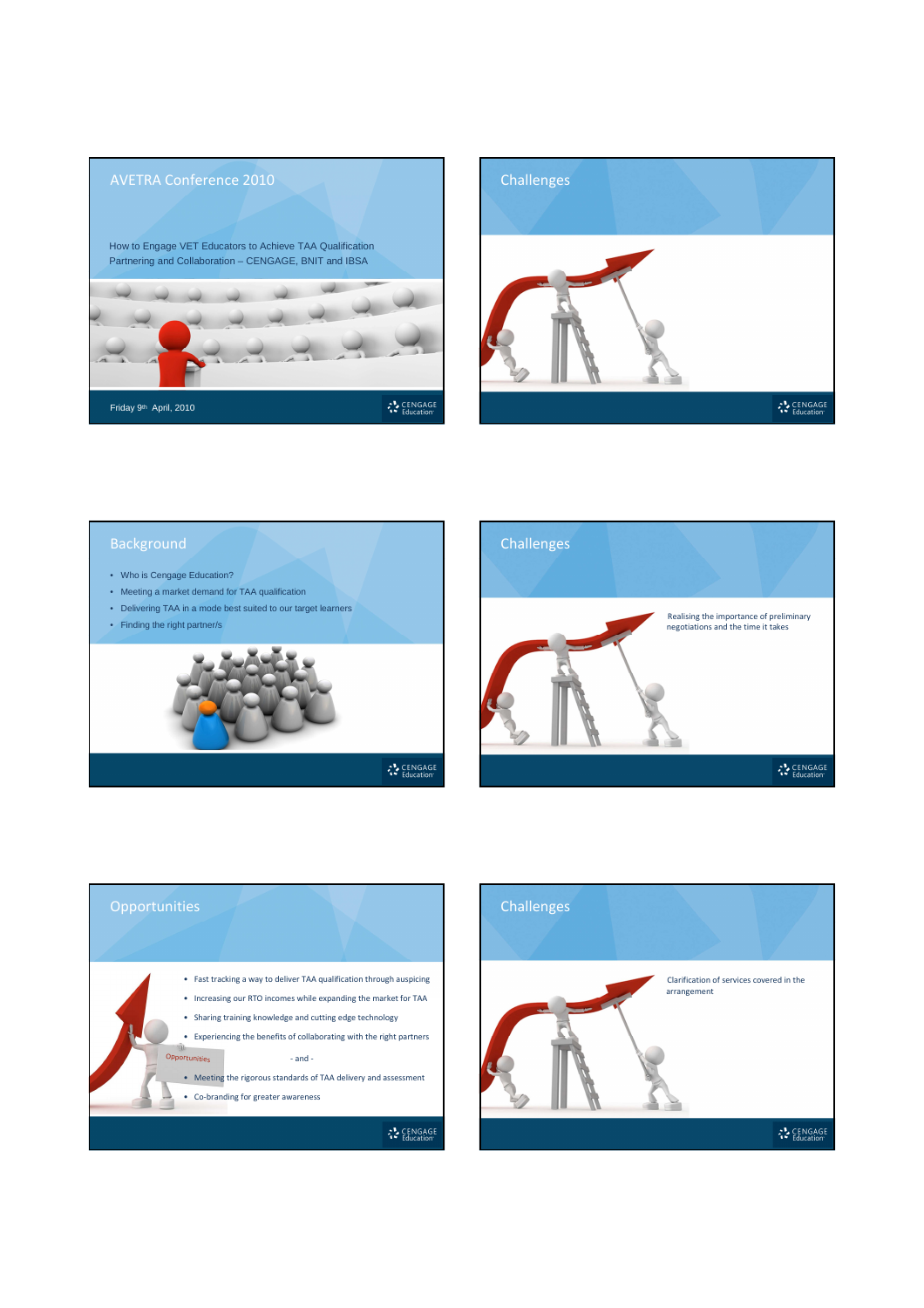## AVETRA Conference 2010

How to Engage VET Educators to Achieve TAA Qualification
Partnering and Collaboration – CENGAGE, BNIT and IBSA

Friday 9th April, 2010

## Challenges

## Background

- Who is Cengage Education?
- Meeting a market demand for TAA qualification
- Delivering TAA in a mode best suited to our target learners
- Finding the right partner/s

## Challenges

Realising the importance of preliminary negotiations and the time it takes

## Opportunities

- Fast tracking a way to deliver TAA qualification through auspicing
- Increasing our RTO incomes while expanding the market for TAA
- Sharing training knowledge and cutting edge technology
- Experiencing the benefits of collaborating with the right partners

- and -

- Meeting the rigorous standards of TAA delivery and assessment
- Co-branding for greater awareness

## Challenges

Clarification of services covered in the arrangement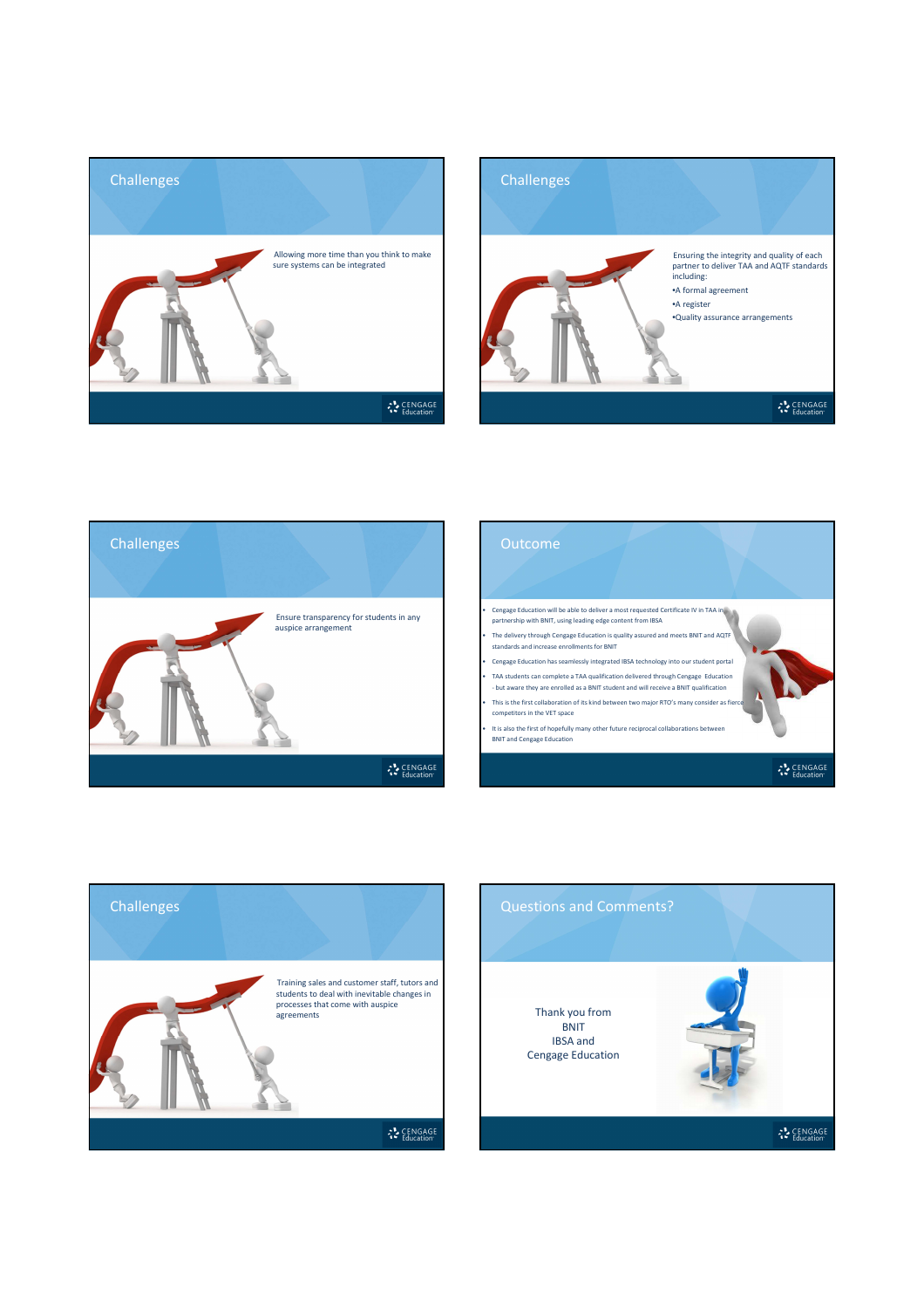## Challenges

Allowing more time than you think to make sure systems can be integrated

## Challenges

Ensuring the integrity and quality of each partner to deliver TAA and AQTF standards including:

- A formal agreement
- A register
- Quality assurance arrangements

## Challenges

Ensure transparency for students in any auspice arrangement

## Outcome

- Cengage Education will be able to deliver a most requested Certificate IV in TAA in partnership with BNIT, using leading edge content from IBSA
- The delivery through Cengage Education is quality assured and meets BNIT and AQTF standards and increase enrollments for BNIT
- Cengage Education has seamlessly integrated IBSA technology into our student portal
- TAA students can complete a TAA qualification delivered through Cengage Education - but aware they are enrolled as a BNIT student and will receive a BNIT qualification
- This is the first collaboration of its kind between two major RTO's many consider as fierce competitors in the VET space
- It is also the first of hopefully many other future reciprocal collaborations between BNIT and Cengage Education

## Challenges

Training sales and customer staff, tutors and students to deal with inevitable changes in processes that come with auspice agreements

## Questions and Comments?

Thank you from
BNIT
IBSA and
Cengage Education